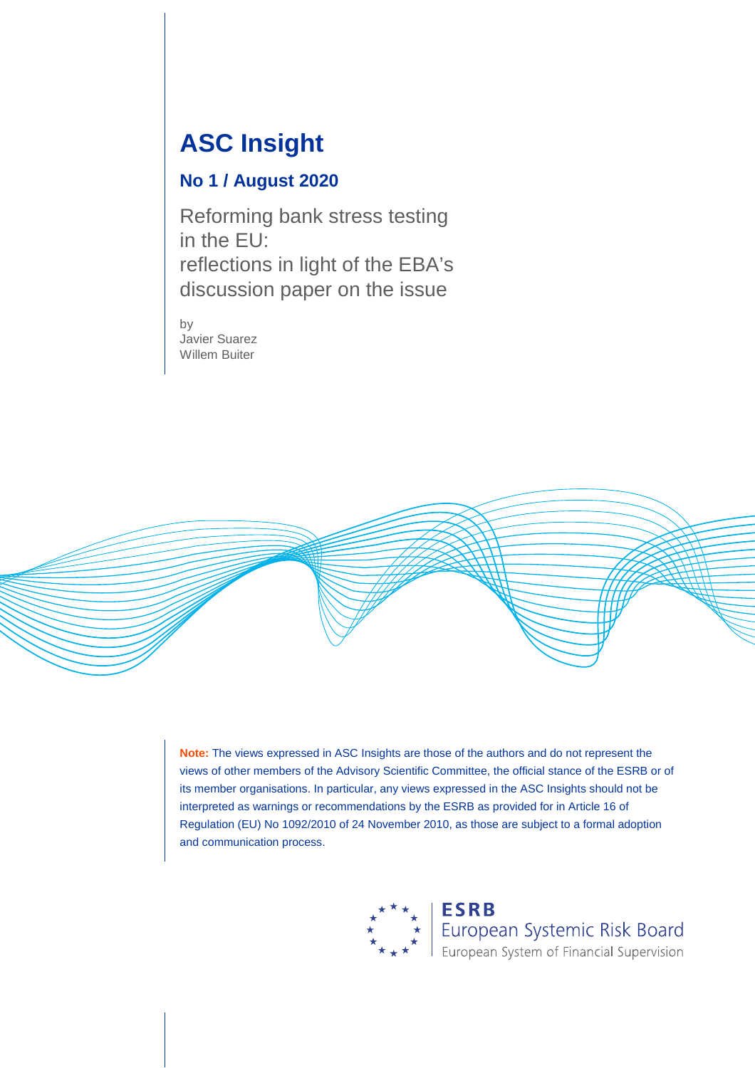# ASC Insight

## No 1 / August 2020

Reforming bank stress testing in the EU:
reflections in light of the EBA's discussion paper on the issue

by
Javier Suarez
Willem Buiter

**Note:** The views expressed in ASC Insights are those of the authors and do not represent the views of other members of the Advisory Scientific Committee, the official stance of the ESRB or of its member organisations. In particular, any views expressed in the ASC Insights should not be interpreted as warnings or recommendations by the ESRB as provided for in Article 16 of Regulation (EU) No 1092/2010 of 24 November 2010, as those are subject to a formal adoption and communication process.

ESRB
European Systemic Risk Board
European System of Financial Supervision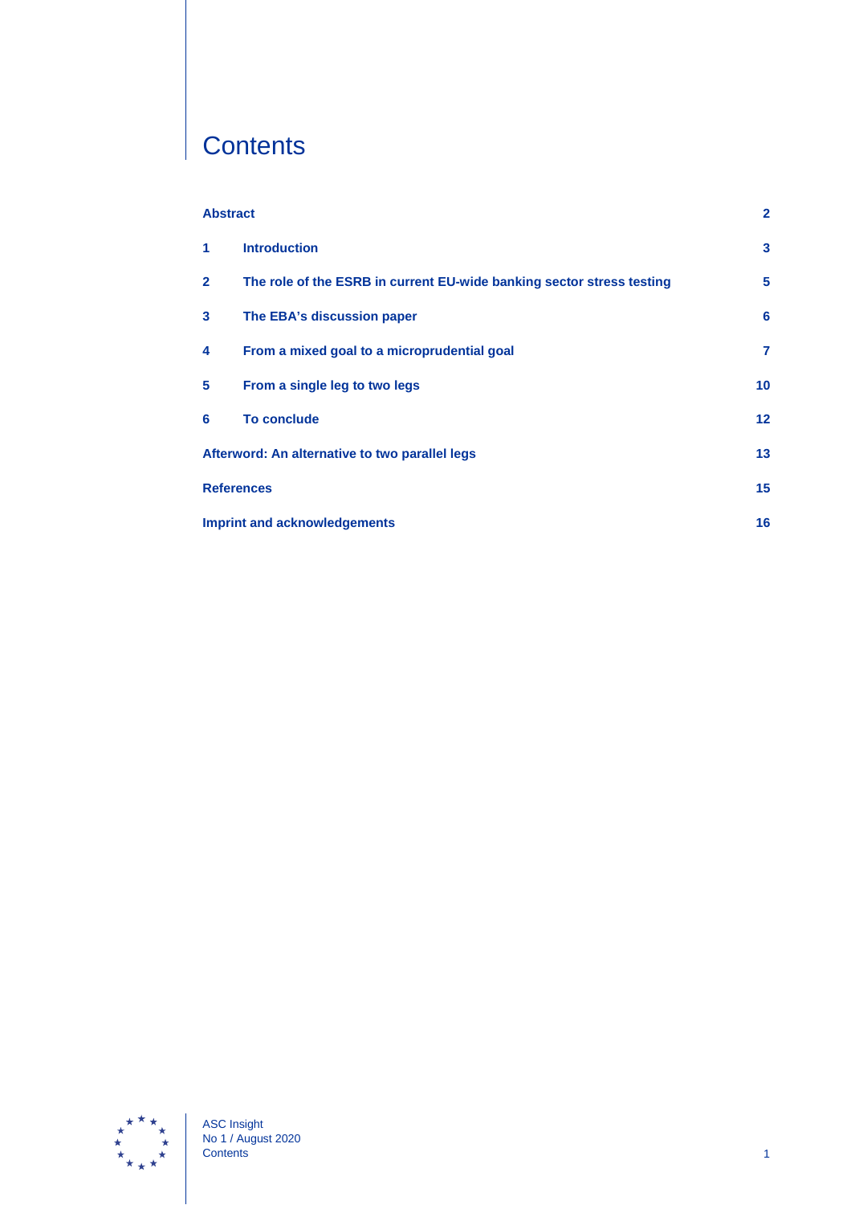# Contents

| | | |
|---|---|---|
| **Abstract** | | **2** |
| **1** | **Introduction** | **3** |
| **2** | **The role of the ESRB in current EU-wide banking sector stress testing** | **5** |
| **3** | **The EBA's discussion paper** | **6** |
| **4** | **From a mixed goal to a microprudential goal** | **7** |
| **5** | **From a single leg to two legs** | **10** |
| **6** | **To conclude** | **12** |
| **Afterword: An alternative to two parallel legs** | | **13** |
| **References** | | **15** |
| **Imprint and acknowledgements** | | **16** |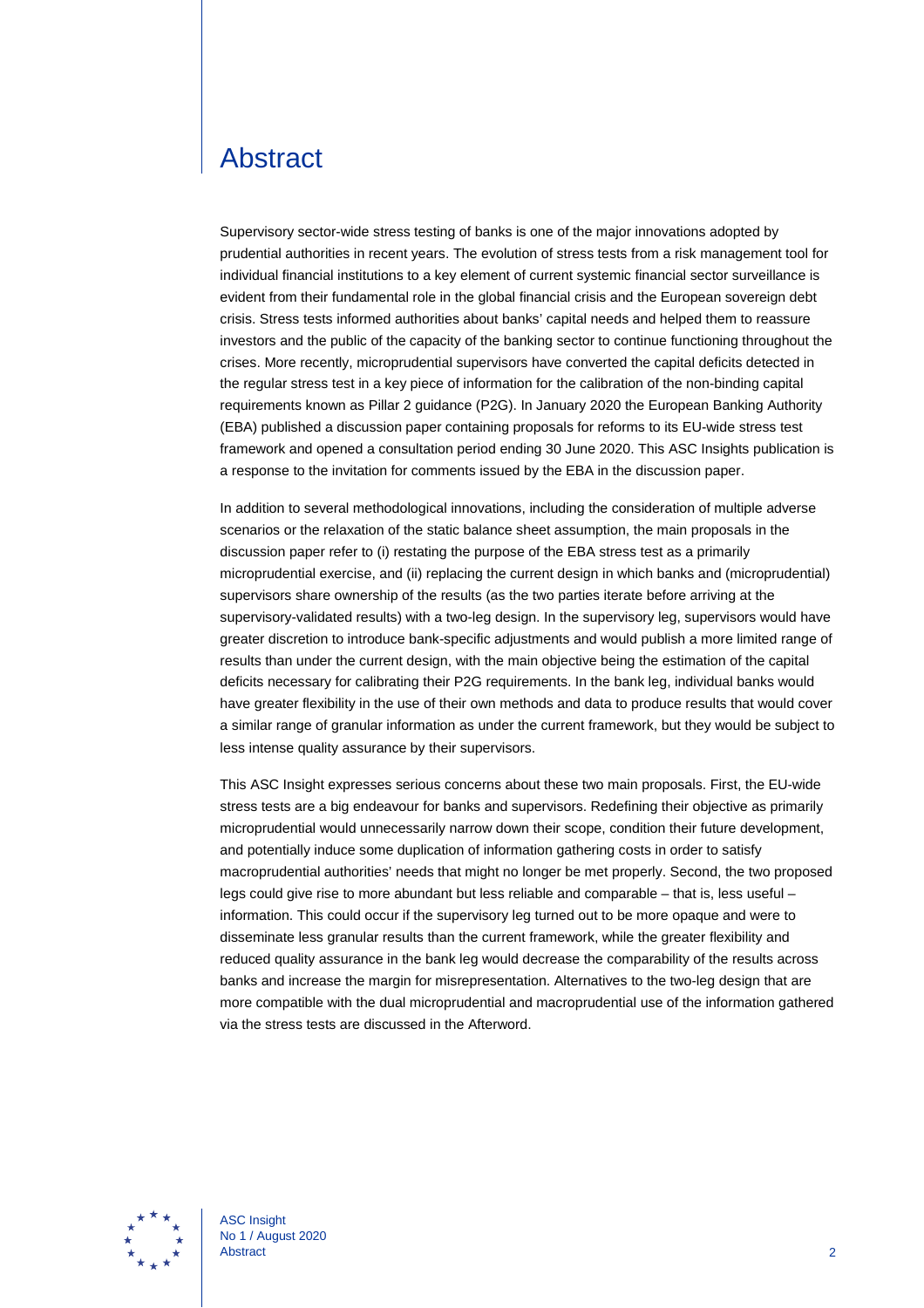# Abstract

Supervisory sector-wide stress testing of banks is one of the major innovations adopted by prudential authorities in recent years. The evolution of stress tests from a risk management tool for individual financial institutions to a key element of current systemic financial sector surveillance is evident from their fundamental role in the global financial crisis and the European sovereign debt crisis. Stress tests informed authorities about banks' capital needs and helped them to reassure investors and the public of the capacity of the banking sector to continue functioning throughout the crises. More recently, microprudential supervisors have converted the capital deficits detected in the regular stress test in a key piece of information for the calibration of the non-binding capital requirements known as Pillar 2 guidance (P2G). In January 2020 the European Banking Authority (EBA) published a discussion paper containing proposals for reforms to its EU-wide stress test framework and opened a consultation period ending 30 June 2020. This ASC Insights publication is a response to the invitation for comments issued by the EBA in the discussion paper.

In addition to several methodological innovations, including the consideration of multiple adverse scenarios or the relaxation of the static balance sheet assumption, the main proposals in the discussion paper refer to (i) restating the purpose of the EBA stress test as a primarily microprudential exercise, and (ii) replacing the current design in which banks and (microprudential) supervisors share ownership of the results (as the two parties iterate before arriving at the supervisory-validated results) with a two-leg design. In the supervisory leg, supervisors would have greater discretion to introduce bank-specific adjustments and would publish a more limited range of results than under the current design, with the main objective being the estimation of the capital deficits necessary for calibrating their P2G requirements. In the bank leg, individual banks would have greater flexibility in the use of their own methods and data to produce results that would cover a similar range of granular information as under the current framework, but they would be subject to less intense quality assurance by their supervisors.

This ASC Insight expresses serious concerns about these two main proposals. First, the EU-wide stress tests are a big endeavour for banks and supervisors. Redefining their objective as primarily microprudential would unnecessarily narrow down their scope, condition their future development, and potentially induce some duplication of information gathering costs in order to satisfy macroprudential authorities' needs that might no longer be met properly. Second, the two proposed legs could give rise to more abundant but less reliable and comparable – that is, less useful – information. This could occur if the supervisory leg turned out to be more opaque and were to disseminate less granular results than the current framework, while the greater flexibility and reduced quality assurance in the bank leg would decrease the comparability of the results across banks and increase the margin for misrepresentation. Alternatives to the two-leg design that are more compatible with the dual microprudential and macroprudential use of the information gathered via the stress tests are discussed in the Afterword.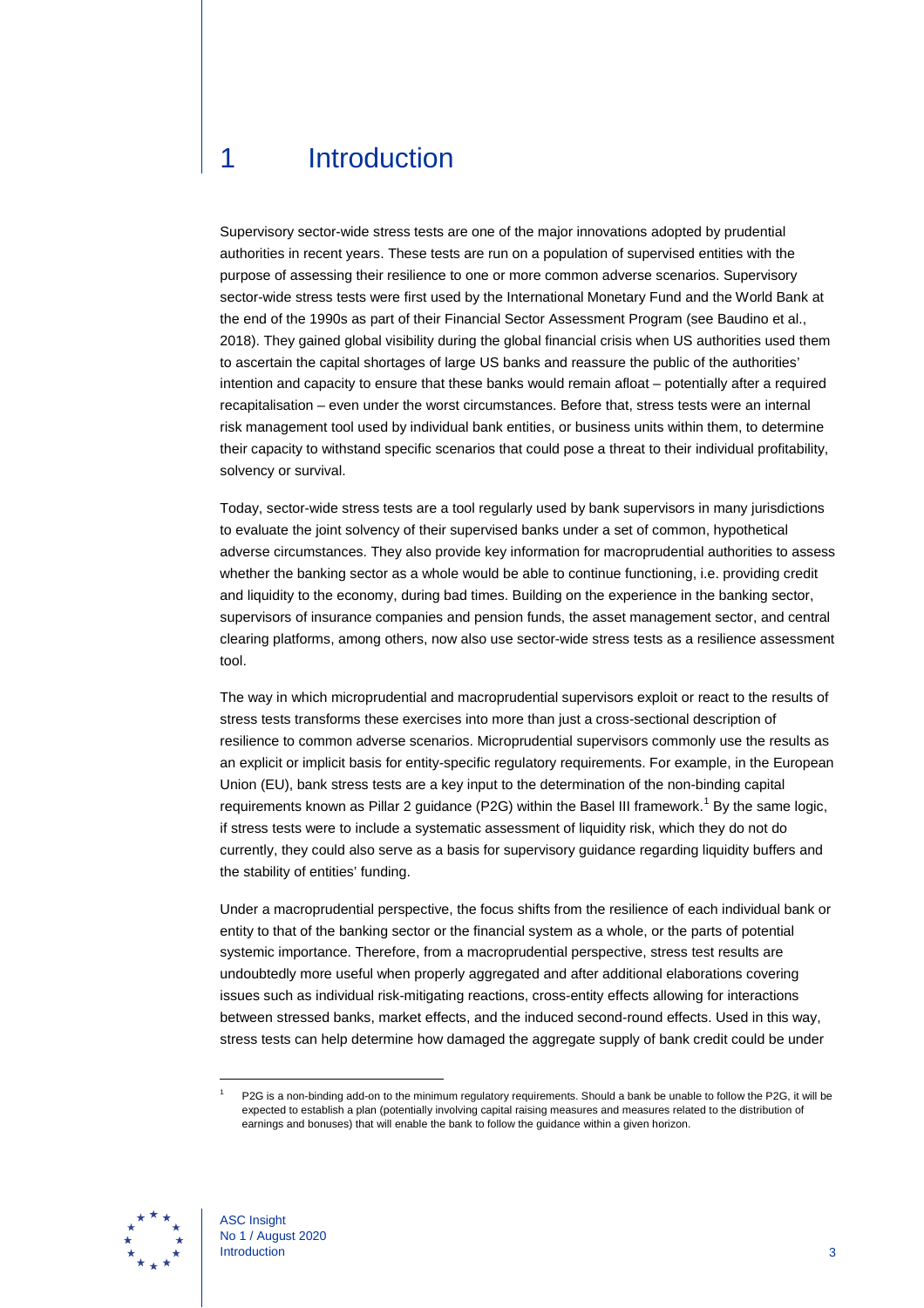# 1 Introduction

Supervisory sector-wide stress tests are one of the major innovations adopted by prudential authorities in recent years. These tests are run on a population of supervised entities with the purpose of assessing their resilience to one or more common adverse scenarios. Supervisory sector-wide stress tests were first used by the International Monetary Fund and the World Bank at the end of the 1990s as part of their Financial Sector Assessment Program (see Baudino et al., 2018). They gained global visibility during the global financial crisis when US authorities used them to ascertain the capital shortages of large US banks and reassure the public of the authorities' intention and capacity to ensure that these banks would remain afloat – potentially after a required recapitalisation – even under the worst circumstances. Before that, stress tests were an internal risk management tool used by individual bank entities, or business units within them, to determine their capacity to withstand specific scenarios that could pose a threat to their individual profitability, solvency or survival.

Today, sector-wide stress tests are a tool regularly used by bank supervisors in many jurisdictions to evaluate the joint solvency of their supervised banks under a set of common, hypothetical adverse circumstances. They also provide key information for macroprudential authorities to assess whether the banking sector as a whole would be able to continue functioning, i.e. providing credit and liquidity to the economy, during bad times. Building on the experience in the banking sector, supervisors of insurance companies and pension funds, the asset management sector, and central clearing platforms, among others, now also use sector-wide stress tests as a resilience assessment tool.

The way in which microprudential and macroprudential supervisors exploit or react to the results of stress tests transforms these exercises into more than just a cross-sectional description of resilience to common adverse scenarios. Microprudential supervisors commonly use the results as an explicit or implicit basis for entity-specific regulatory requirements. For example, in the European Union (EU), bank stress tests are a key input to the determination of the non-binding capital requirements known as Pillar 2 guidance (P2G) within the Basel III framework.[1] By the same logic, if stress tests were to include a systematic assessment of liquidity risk, which they do not do currently, they could also serve as a basis for supervisory guidance regarding liquidity buffers and the stability of entities' funding.

Under a macroprudential perspective, the focus shifts from the resilience of each individual bank or entity to that of the banking sector or the financial system as a whole, or the parts of potential systemic importance. Therefore, from a macroprudential perspective, stress test results are undoubtedly more useful when properly aggregated and after additional elaborations covering issues such as individual risk-mitigating reactions, cross-entity effects allowing for interactions between stressed banks, market effects, and the induced second-round effects. Used in this way, stress tests can help determine how damaged the aggregate supply of bank credit could be under

[1] P2G is a non-binding add-on to the minimum regulatory requirements. Should a bank be unable to follow the P2G, it will be expected to establish a plan (potentially involving capital raising measures and measures related to the distribution of earnings and bonuses) that will enable the bank to follow the guidance within a given horizon.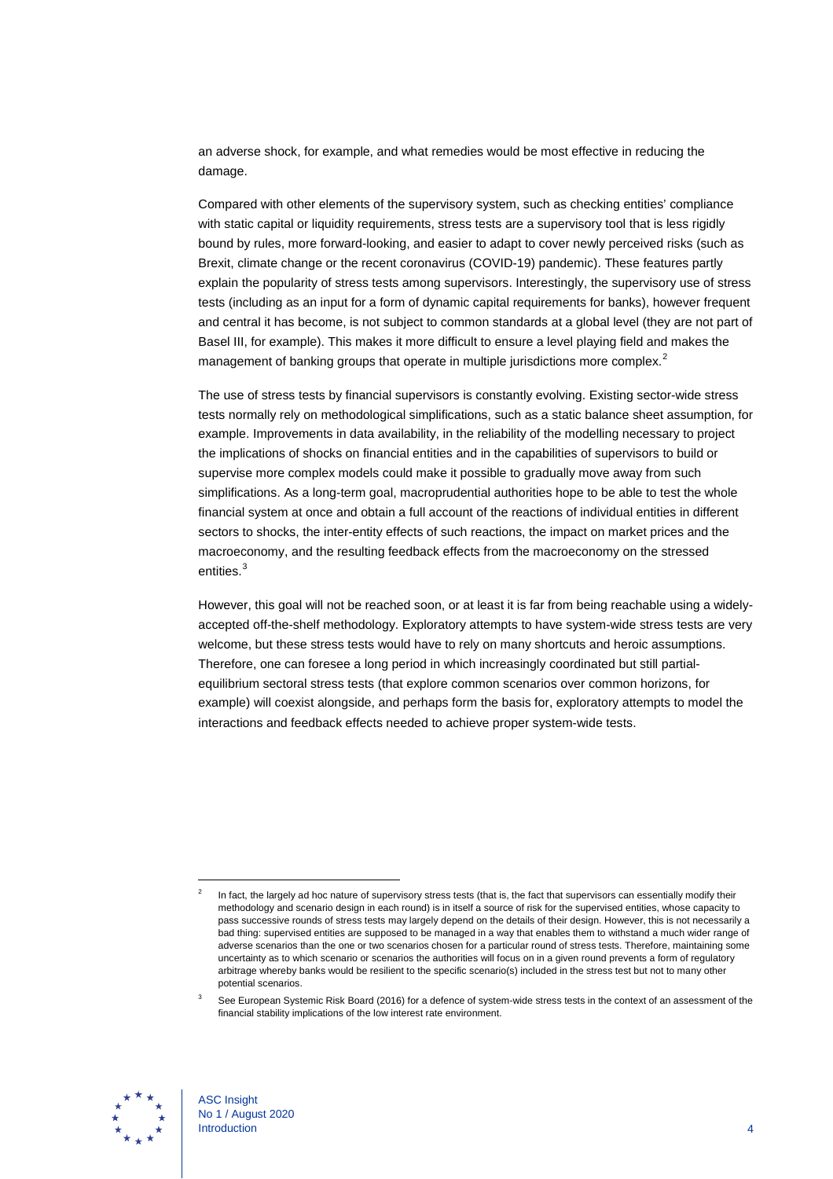an adverse shock, for example, and what remedies would be most effective in reducing the damage.

Compared with other elements of the supervisory system, such as checking entities' compliance with static capital or liquidity requirements, stress tests are a supervisory tool that is less rigidly bound by rules, more forward-looking, and easier to adapt to cover newly perceived risks (such as Brexit, climate change or the recent coronavirus (COVID-19) pandemic). These features partly explain the popularity of stress tests among supervisors. Interestingly, the supervisory use of stress tests (including as an input for a form of dynamic capital requirements for banks), however frequent and central it has become, is not subject to common standards at a global level (they are not part of Basel III, for example). This makes it more difficult to ensure a level playing field and makes the management of banking groups that operate in multiple jurisdictions more complex.[2]

The use of stress tests by financial supervisors is constantly evolving. Existing sector-wide stress tests normally rely on methodological simplifications, such as a static balance sheet assumption, for example. Improvements in data availability, in the reliability of the modelling necessary to project the implications of shocks on financial entities and in the capabilities of supervisors to build or supervise more complex models could make it possible to gradually move away from such simplifications. As a long-term goal, macroprudential authorities hope to be able to test the whole financial system at once and obtain a full account of the reactions of individual entities in different sectors to shocks, the inter-entity effects of such reactions, the impact on market prices and the macroeconomy, and the resulting feedback effects from the macroeconomy on the stressed entities.[3]

However, this goal will not be reached soon, or at least it is far from being reachable using a widely-accepted off-the-shelf methodology. Exploratory attempts to have system-wide stress tests are very welcome, but these stress tests would have to rely on many shortcuts and heroic assumptions. Therefore, one can foresee a long period in which increasingly coordinated but still partial-equilibrium sectoral stress tests (that explore common scenarios over common horizons, for example) will coexist alongside, and perhaps form the basis for, exploratory attempts to model the interactions and feedback effects needed to achieve proper system-wide tests.

---

[2] In fact, the largely ad hoc nature of supervisory stress tests (that is, the fact that supervisors can essentially modify their methodology and scenario design in each round) is in itself a source of risk for the supervised entities, whose capacity to pass successive rounds of stress tests may largely depend on the details of their design. However, this is not necessarily a bad thing: supervised entities are supposed to be managed in a way that enables them to withstand a much wider range of adverse scenarios than the one or two scenarios chosen for a particular round of stress tests. Therefore, maintaining some uncertainty as to which scenario or scenarios the authorities will focus on in a given round prevents a form of regulatory arbitrage whereby banks would be resilient to the specific scenario(s) included in the stress test but not to many other potential scenarios.

[3] See European Systemic Risk Board (2016) for a defence of system-wide stress tests in the context of an assessment of the financial stability implications of the low interest rate environment.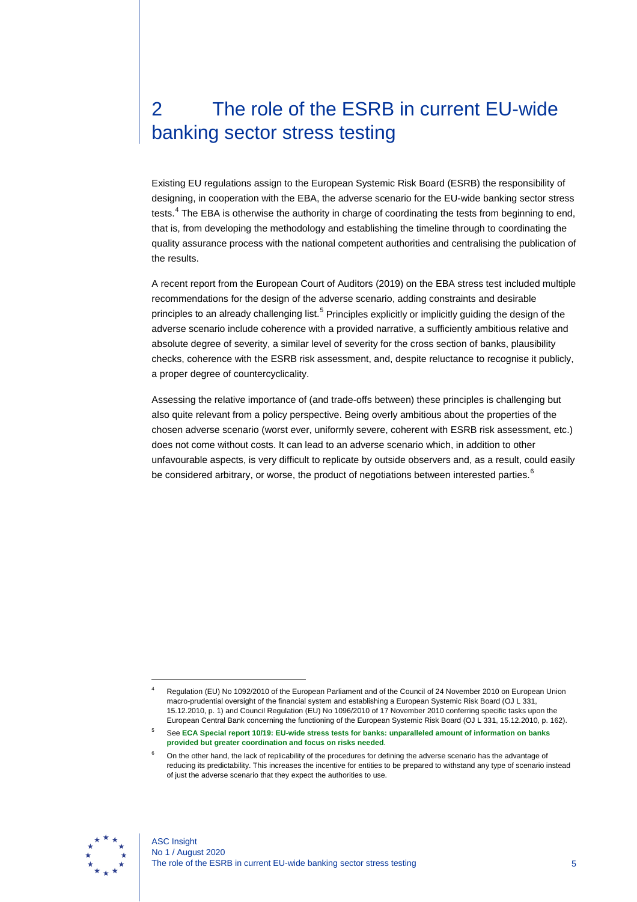# 2 The role of the ESRB in current EU-wide banking sector stress testing

Existing EU regulations assign to the European Systemic Risk Board (ESRB) the responsibility of designing, in cooperation with the EBA, the adverse scenario for the EU-wide banking sector stress tests.[4] The EBA is otherwise the authority in charge of coordinating the tests from beginning to end, that is, from developing the methodology and establishing the timeline through to coordinating the quality assurance process with the national competent authorities and centralising the publication of the results.

A recent report from the European Court of Auditors (2019) on the EBA stress test included multiple recommendations for the design of the adverse scenario, adding constraints and desirable principles to an already challenging list.[5] Principles explicitly or implicitly guiding the design of the adverse scenario include coherence with a provided narrative, a sufficiently ambitious relative and absolute degree of severity, a similar level of severity for the cross section of banks, plausibility checks, coherence with the ESRB risk assessment, and, despite reluctance to recognise it publicly, a proper degree of countercyclicality.

Assessing the relative importance of (and trade-offs between) these principles is challenging but also quite relevant from a policy perspective. Being overly ambitious about the properties of the chosen adverse scenario (worst ever, uniformly severe, coherent with ESRB risk assessment, etc.) does not come without costs. It can lead to an adverse scenario which, in addition to other unfavourable aspects, is very difficult to replicate by outside observers and, as a result, could easily be considered arbitrary, or worse, the product of negotiations between interested parties.[6]

---

[4] Regulation (EU) No 1092/2010 of the European Parliament and of the Council of 24 November 2010 on European Union macro-prudential oversight of the financial system and establishing a European Systemic Risk Board (OJ L 331, 15.12.2010, p. 1) and Council Regulation (EU) No 1096/2010 of 17 November 2010 conferring specific tasks upon the European Central Bank concerning the functioning of the European Systemic Risk Board (OJ L 331, 15.12.2010, p. 162).

[5] See **ECA Special report 10/19: EU-wide stress tests for banks: unparalleled amount of information on banks provided but greater coordination and focus on risks needed**.

[6] On the other hand, the lack of replicability of the procedures for defining the adverse scenario has the advantage of reducing its predictability. This increases the incentive for entities to be prepared to withstand any type of scenario instead of just the adverse scenario that they expect the authorities to use.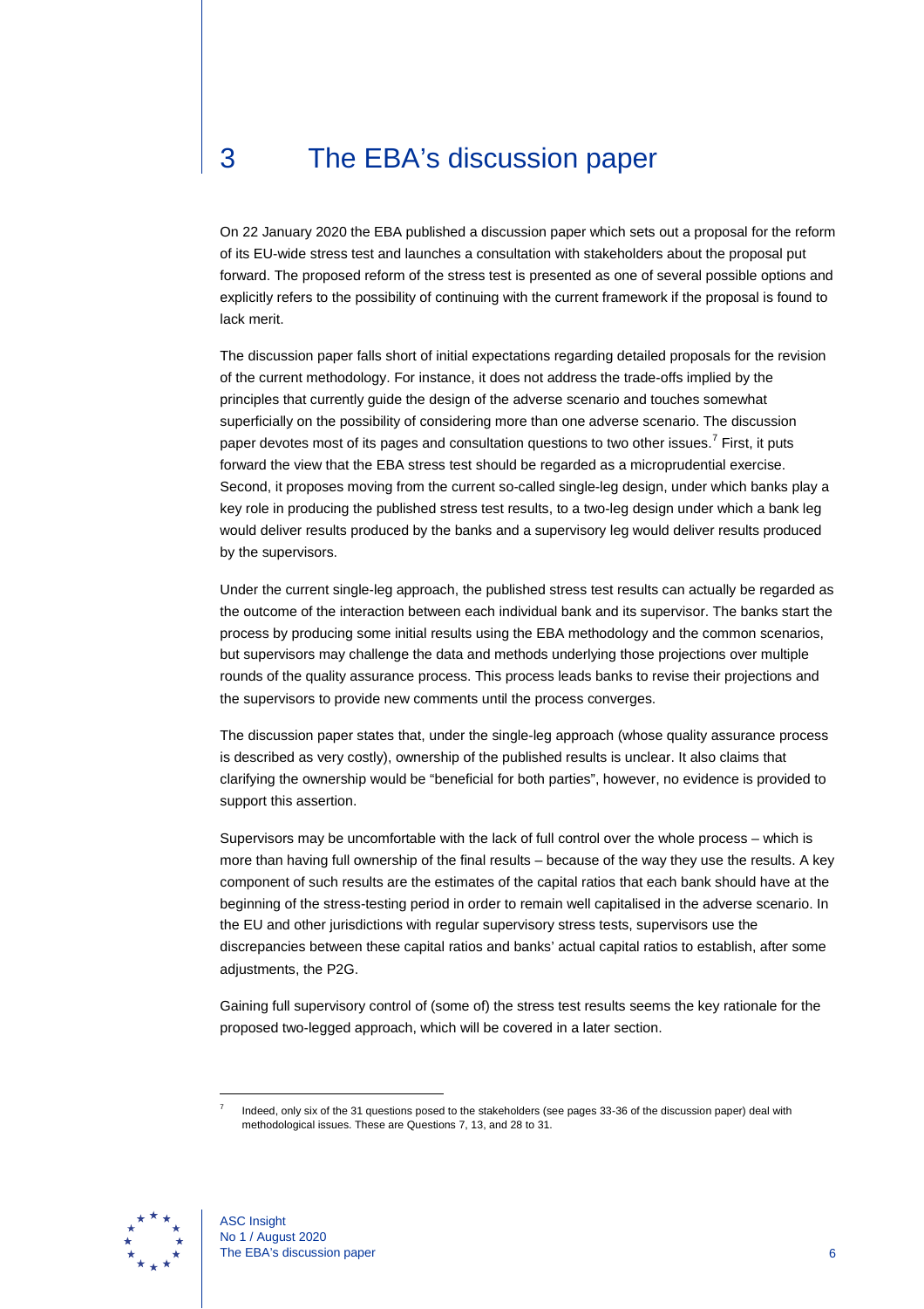# 3 The EBA's discussion paper

On 22 January 2020 the EBA published a discussion paper which sets out a proposal for the reform of its EU-wide stress test and launches a consultation with stakeholders about the proposal put forward. The proposed reform of the stress test is presented as one of several possible options and explicitly refers to the possibility of continuing with the current framework if the proposal is found to lack merit.

The discussion paper falls short of initial expectations regarding detailed proposals for the revision of the current methodology. For instance, it does not address the trade-offs implied by the principles that currently guide the design of the adverse scenario and touches somewhat superficially on the possibility of considering more than one adverse scenario. The discussion paper devotes most of its pages and consultation questions to two other issues.[7] First, it puts forward the view that the EBA stress test should be regarded as a microprudential exercise. Second, it proposes moving from the current so-called single-leg design, under which banks play a key role in producing the published stress test results, to a two-leg design under which a bank leg would deliver results produced by the banks and a supervisory leg would deliver results produced by the supervisors.

Under the current single-leg approach, the published stress test results can actually be regarded as the outcome of the interaction between each individual bank and its supervisor. The banks start the process by producing some initial results using the EBA methodology and the common scenarios, but supervisors may challenge the data and methods underlying those projections over multiple rounds of the quality assurance process. This process leads banks to revise their projections and the supervisors to provide new comments until the process converges.

The discussion paper states that, under the single-leg approach (whose quality assurance process is described as very costly), ownership of the published results is unclear. It also claims that clarifying the ownership would be "beneficial for both parties", however, no evidence is provided to support this assertion.

Supervisors may be uncomfortable with the lack of full control over the whole process – which is more than having full ownership of the final results – because of the way they use the results. A key component of such results are the estimates of the capital ratios that each bank should have at the beginning of the stress-testing period in order to remain well capitalised in the adverse scenario. In the EU and other jurisdictions with regular supervisory stress tests, supervisors use the discrepancies between these capital ratios and banks' actual capital ratios to establish, after some adjustments, the P2G.

Gaining full supervisory control of (some of) the stress test results seems the key rationale for the proposed two-legged approach, which will be covered in a later section.

[7] Indeed, only six of the 31 questions posed to the stakeholders (see pages 33-36 of the discussion paper) deal with methodological issues. These are Questions 7, 13, and 28 to 31.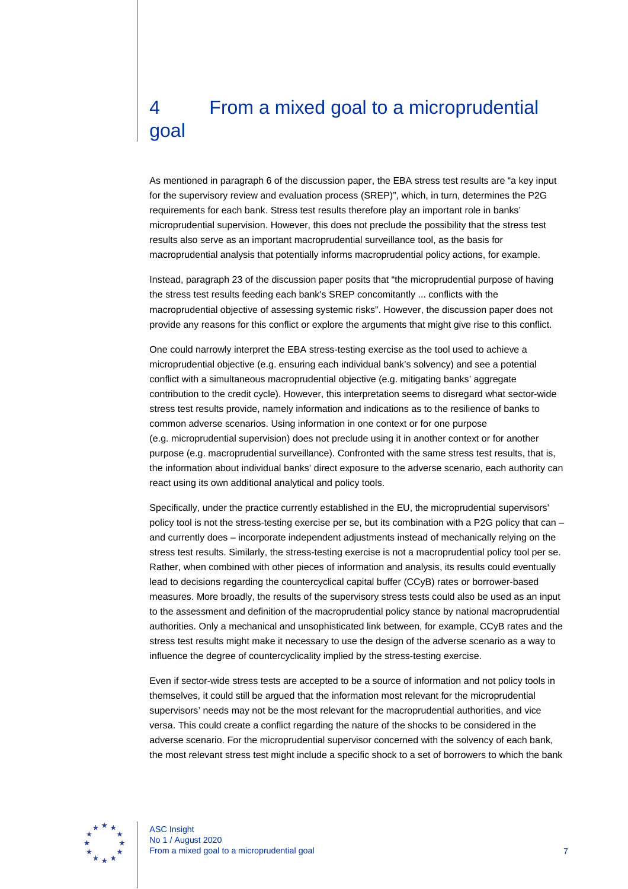# 4 From a mixed goal to a microprudential goal

As mentioned in paragraph 6 of the discussion paper, the EBA stress test results are "a key input for the supervisory review and evaluation process (SREP)", which, in turn, determines the P2G requirements for each bank. Stress test results therefore play an important role in banks' microprudential supervision. However, this does not preclude the possibility that the stress test results also serve as an important macroprudential surveillance tool, as the basis for macroprudential analysis that potentially informs macroprudential policy actions, for example.

Instead, paragraph 23 of the discussion paper posits that "the microprudential purpose of having the stress test results feeding each bank's SREP concomitantly ... conflicts with the macroprudential objective of assessing systemic risks". However, the discussion paper does not provide any reasons for this conflict or explore the arguments that might give rise to this conflict.

One could narrowly interpret the EBA stress-testing exercise as the tool used to achieve a microprudential objective (e.g. ensuring each individual bank's solvency) and see a potential conflict with a simultaneous macroprudential objective (e.g. mitigating banks' aggregate contribution to the credit cycle). However, this interpretation seems to disregard what sector-wide stress test results provide, namely information and indications as to the resilience of banks to common adverse scenarios. Using information in one context or for one purpose (e.g. microprudential supervision) does not preclude using it in another context or for another purpose (e.g. macroprudential surveillance). Confronted with the same stress test results, that is, the information about individual banks' direct exposure to the adverse scenario, each authority can react using its own additional analytical and policy tools.

Specifically, under the practice currently established in the EU, the microprudential supervisors' policy tool is not the stress-testing exercise per se, but its combination with a P2G policy that can – and currently does – incorporate independent adjustments instead of mechanically relying on the stress test results. Similarly, the stress-testing exercise is not a macroprudential policy tool per se. Rather, when combined with other pieces of information and analysis, its results could eventually lead to decisions regarding the countercyclical capital buffer (CCyB) rates or borrower-based measures. More broadly, the results of the supervisory stress tests could also be used as an input to the assessment and definition of the macroprudential policy stance by national macroprudential authorities. Only a mechanical and unsophisticated link between, for example, CCyB rates and the stress test results might make it necessary to use the design of the adverse scenario as a way to influence the degree of countercyclicality implied by the stress-testing exercise.

Even if sector-wide stress tests are accepted to be a source of information and not policy tools in themselves, it could still be argued that the information most relevant for the microprudential supervisors' needs may not be the most relevant for the macroprudential authorities, and vice versa. This could create a conflict regarding the nature of the shocks to be considered in the adverse scenario. For the microprudential supervisor concerned with the solvency of each bank, the most relevant stress test might include a specific shock to a set of borrowers to which the bank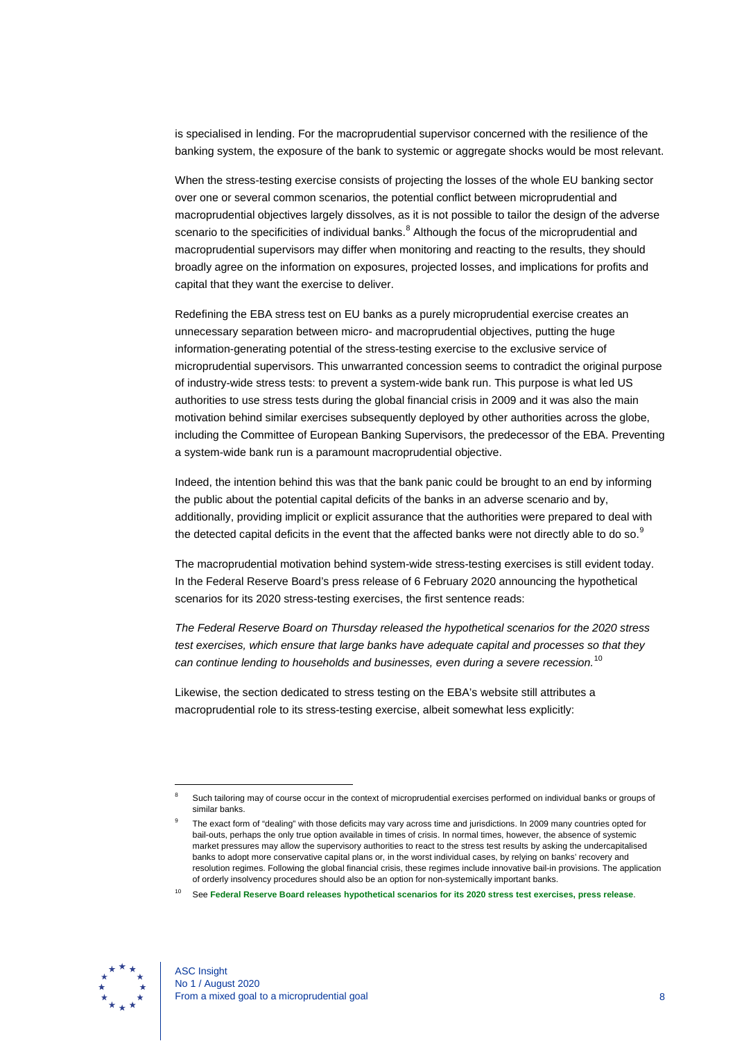is specialised in lending. For the macroprudential supervisor concerned with the resilience of the banking system, the exposure of the bank to systemic or aggregate shocks would be most relevant.

When the stress-testing exercise consists of projecting the losses of the whole EU banking sector over one or several common scenarios, the potential conflict between microprudential and macroprudential objectives largely dissolves, as it is not possible to tailor the design of the adverse scenario to the specificities of individual banks.[8] Although the focus of the microprudential and macroprudential supervisors may differ when monitoring and reacting to the results, they should broadly agree on the information on exposures, projected losses, and implications for profits and capital that they want the exercise to deliver.

Redefining the EBA stress test on EU banks as a purely microprudential exercise creates an unnecessary separation between micro- and macroprudential objectives, putting the huge information-generating potential of the stress-testing exercise to the exclusive service of microprudential supervisors. This unwarranted concession seems to contradict the original purpose of industry-wide stress tests: to prevent a system-wide bank run. This purpose is what led US authorities to use stress tests during the global financial crisis in 2009 and it was also the main motivation behind similar exercises subsequently deployed by other authorities across the globe, including the Committee of European Banking Supervisors, the predecessor of the EBA. Preventing a system-wide bank run is a paramount macroprudential objective.

Indeed, the intention behind this was that the bank panic could be brought to an end by informing the public about the potential capital deficits of the banks in an adverse scenario and by, additionally, providing implicit or explicit assurance that the authorities were prepared to deal with the detected capital deficits in the event that the affected banks were not directly able to do so.[9]

The macroprudential motivation behind system-wide stress-testing exercises is still evident today. In the Federal Reserve Board's press release of 6 February 2020 announcing the hypothetical scenarios for its 2020 stress-testing exercises, the first sentence reads:

*The Federal Reserve Board on Thursday released the hypothetical scenarios for the 2020 stress test exercises, which ensure that large banks have adequate capital and processes so that they can continue lending to households and businesses, even during a severe recession.*[10]

Likewise, the section dedicated to stress testing on the EBA's website still attributes a macroprudential role to its stress-testing exercise, albeit somewhat less explicitly:

---

[8] Such tailoring may of course occur in the context of microprudential exercises performed on individual banks or groups of similar banks.

[9] The exact form of "dealing" with those deficits may vary across time and jurisdictions. In 2009 many countries opted for bail-outs, perhaps the only true option available in times of crisis. In normal times, however, the absence of systemic market pressures may allow the supervisory authorities to react to the stress test results by asking the undercapitalised banks to adopt more conservative capital plans or, in the worst individual cases, by relying on banks' recovery and resolution regimes. Following the global financial crisis, these regimes include innovative bail-in provisions. The application of orderly insolvency procedures should also be an option for non-systemically important banks.

[10] See **Federal Reserve Board releases hypothetical scenarios for its 2020 stress test exercises, press release**.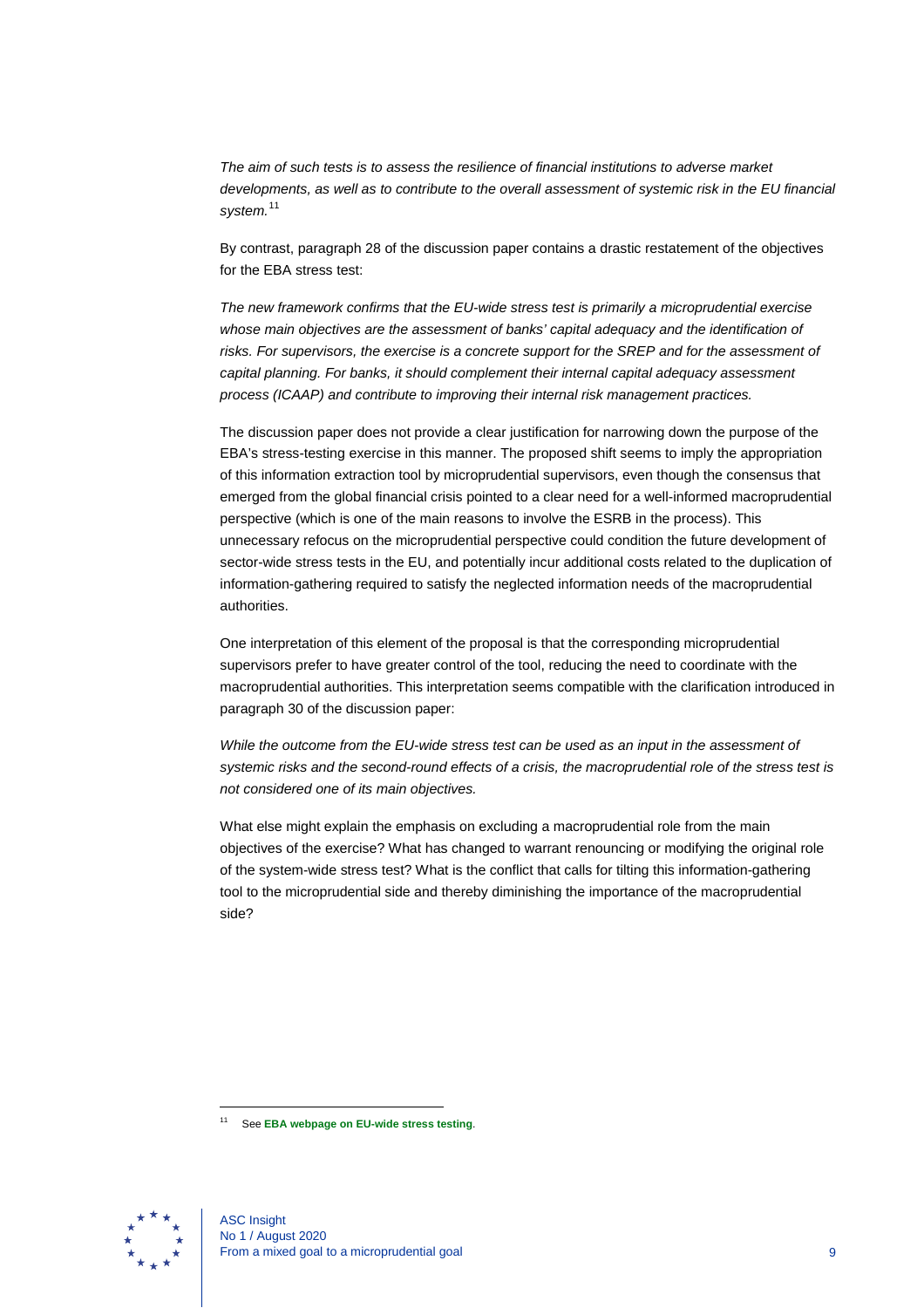*The aim of such tests is to assess the resilience of financial institutions to adverse market developments, as well as to contribute to the overall assessment of systemic risk in the EU financial system.*[11]

By contrast, paragraph 28 of the discussion paper contains a drastic restatement of the objectives for the EBA stress test:

*The new framework confirms that the EU-wide stress test is primarily a microprudential exercise whose main objectives are the assessment of banks' capital adequacy and the identification of risks. For supervisors, the exercise is a concrete support for the SREP and for the assessment of capital planning. For banks, it should complement their internal capital adequacy assessment process (ICAAP) and contribute to improving their internal risk management practices.*

The discussion paper does not provide a clear justification for narrowing down the purpose of the EBA's stress-testing exercise in this manner. The proposed shift seems to imply the appropriation of this information extraction tool by microprudential supervisors, even though the consensus that emerged from the global financial crisis pointed to a clear need for a well-informed macroprudential perspective (which is one of the main reasons to involve the ESRB in the process). This unnecessary refocus on the microprudential perspective could condition the future development of sector-wide stress tests in the EU, and potentially incur additional costs related to the duplication of information-gathering required to satisfy the neglected information needs of the macroprudential authorities.

One interpretation of this element of the proposal is that the corresponding microprudential supervisors prefer to have greater control of the tool, reducing the need to coordinate with the macroprudential authorities. This interpretation seems compatible with the clarification introduced in paragraph 30 of the discussion paper:

*While the outcome from the EU-wide stress test can be used as an input in the assessment of systemic risks and the second-round effects of a crisis, the macroprudential role of the stress test is not considered one of its main objectives.*

What else might explain the emphasis on excluding a macroprudential role from the main objectives of the exercise? What has changed to warrant renouncing or modifying the original role of the system-wide stress test? What is the conflict that calls for tilting this information-gathering tool to the microprudential side and thereby diminishing the importance of the macroprudential side?

[11] See **EBA webpage on EU-wide stress testing**.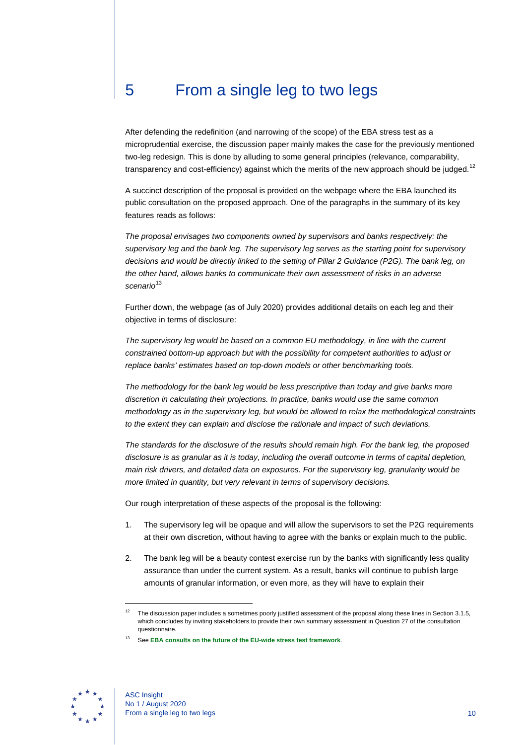# 5 From a single leg to two legs

After defending the redefinition (and narrowing of the scope) of the EBA stress test as a microprudential exercise, the discussion paper mainly makes the case for the previously mentioned two-leg redesign. This is done by alluding to some general principles (relevance, comparability, transparency and cost-efficiency) against which the merits of the new approach should be judged.[12]

A succinct description of the proposal is provided on the webpage where the EBA launched its public consultation on the proposed approach. One of the paragraphs in the summary of its key features reads as follows:

*The proposal envisages two components owned by supervisors and banks respectively: the supervisory leg and the bank leg. The supervisory leg serves as the starting point for supervisory decisions and would be directly linked to the setting of Pillar 2 Guidance (P2G). The bank leg, on the other hand, allows banks to communicate their own assessment of risks in an adverse scenario*[13]

Further down, the webpage (as of July 2020) provides additional details on each leg and their objective in terms of disclosure:

*The supervisory leg would be based on a common EU methodology, in line with the current constrained bottom-up approach but with the possibility for competent authorities to adjust or replace banks' estimates based on top-down models or other benchmarking tools.*

*The methodology for the bank leg would be less prescriptive than today and give banks more discretion in calculating their projections. In practice, banks would use the same common methodology as in the supervisory leg, but would be allowed to relax the methodological constraints to the extent they can explain and disclose the rationale and impact of such deviations.*

*The standards for the disclosure of the results should remain high. For the bank leg, the proposed disclosure is as granular as it is today, including the overall outcome in terms of capital depletion, main risk drivers, and detailed data on exposures. For the supervisory leg, granularity would be more limited in quantity, but very relevant in terms of supervisory decisions.*

Our rough interpretation of these aspects of the proposal is the following:

1. The supervisory leg will be opaque and will allow the supervisors to set the P2G requirements at their own discretion, without having to agree with the banks or explain much to the public.
2. The bank leg will be a beauty contest exercise run by the banks with significantly less quality assurance than under the current system. As a result, banks will continue to publish large amounts of granular information, or even more, as they will have to explain their

---

[12] The discussion paper includes a sometimes poorly justified assessment of the proposal along these lines in Section 3.1.5, which concludes by inviting stakeholders to provide their own summary assessment in Question 27 of the consultation questionnaire.

[13] See **EBA consults on the future of the EU-wide stress test framework**.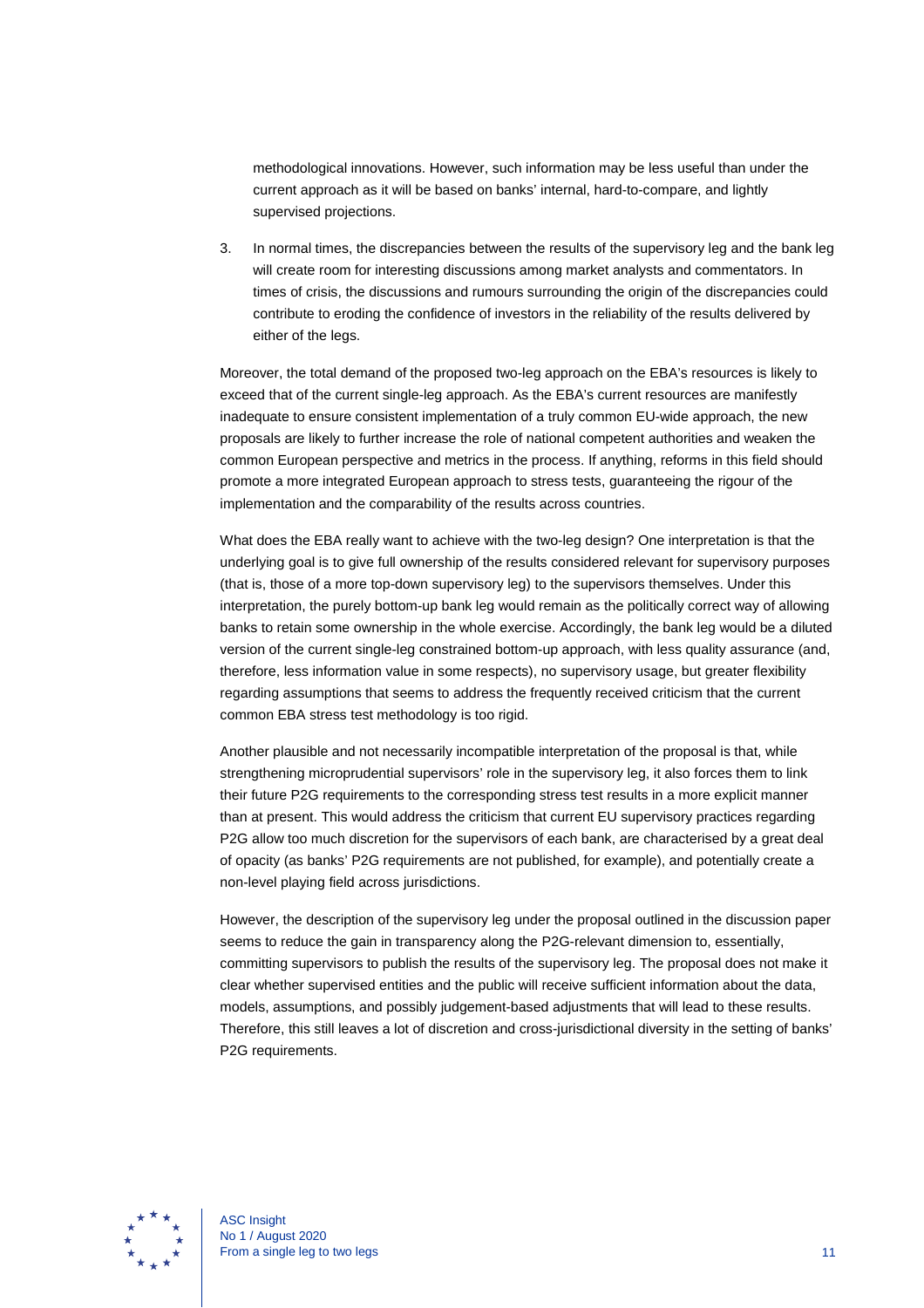methodological innovations. However, such information may be less useful than under the current approach as it will be based on banks' internal, hard-to-compare, and lightly supervised projections.

3. In normal times, the discrepancies between the results of the supervisory leg and the bank leg will create room for interesting discussions among market analysts and commentators. In times of crisis, the discussions and rumours surrounding the origin of the discrepancies could contribute to eroding the confidence of investors in the reliability of the results delivered by either of the legs.

Moreover, the total demand of the proposed two-leg approach on the EBA's resources is likely to exceed that of the current single-leg approach. As the EBA's current resources are manifestly inadequate to ensure consistent implementation of a truly common EU-wide approach, the new proposals are likely to further increase the role of national competent authorities and weaken the common European perspective and metrics in the process. If anything, reforms in this field should promote a more integrated European approach to stress tests, guaranteeing the rigour of the implementation and the comparability of the results across countries.

What does the EBA really want to achieve with the two-leg design? One interpretation is that the underlying goal is to give full ownership of the results considered relevant for supervisory purposes (that is, those of a more top-down supervisory leg) to the supervisors themselves. Under this interpretation, the purely bottom-up bank leg would remain as the politically correct way of allowing banks to retain some ownership in the whole exercise. Accordingly, the bank leg would be a diluted version of the current single-leg constrained bottom-up approach, with less quality assurance (and, therefore, less information value in some respects), no supervisory usage, but greater flexibility regarding assumptions that seems to address the frequently received criticism that the current common EBA stress test methodology is too rigid.

Another plausible and not necessarily incompatible interpretation of the proposal is that, while strengthening microprudential supervisors' role in the supervisory leg, it also forces them to link their future P2G requirements to the corresponding stress test results in a more explicit manner than at present. This would address the criticism that current EU supervisory practices regarding P2G allow too much discretion for the supervisors of each bank, are characterised by a great deal of opacity (as banks' P2G requirements are not published, for example), and potentially create a non-level playing field across jurisdictions.

However, the description of the supervisory leg under the proposal outlined in the discussion paper seems to reduce the gain in transparency along the P2G-relevant dimension to, essentially, committing supervisors to publish the results of the supervisory leg. The proposal does not make it clear whether supervised entities and the public will receive sufficient information about the data, models, assumptions, and possibly judgement-based adjustments that will lead to these results. Therefore, this still leaves a lot of discretion and cross-jurisdictional diversity in the setting of banks' P2G requirements.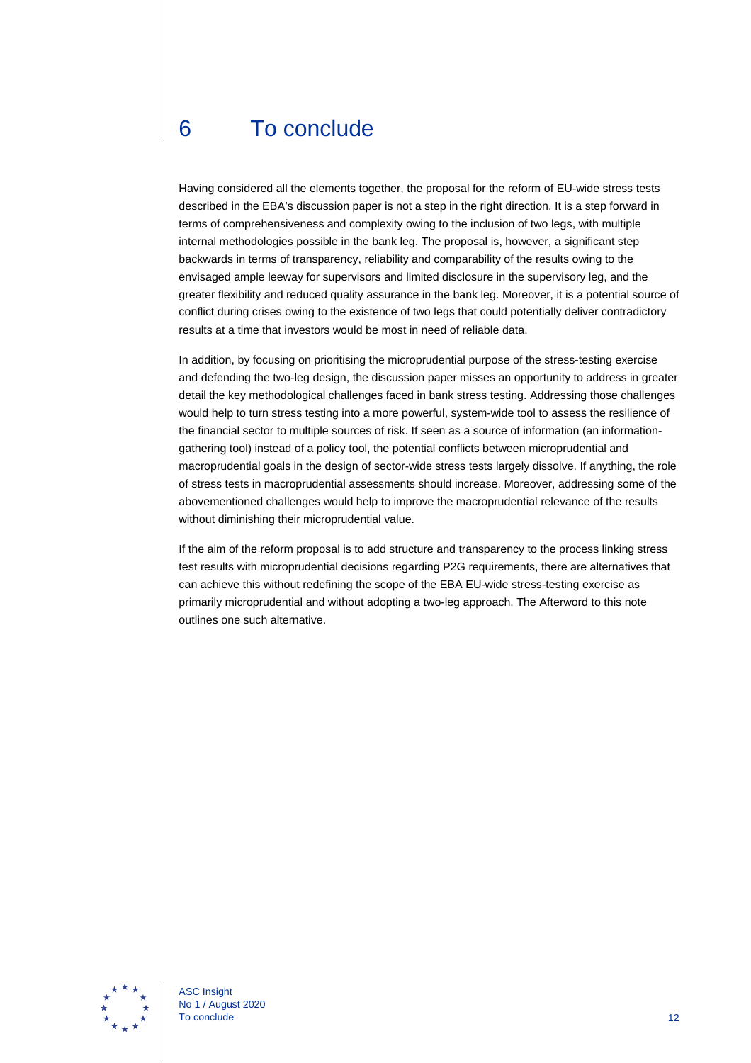# 6 To conclude

Having considered all the elements together, the proposal for the reform of EU-wide stress tests described in the EBA's discussion paper is not a step in the right direction. It is a step forward in terms of comprehensiveness and complexity owing to the inclusion of two legs, with multiple internal methodologies possible in the bank leg. The proposal is, however, a significant step backwards in terms of transparency, reliability and comparability of the results owing to the envisaged ample leeway for supervisors and limited disclosure in the supervisory leg, and the greater flexibility and reduced quality assurance in the bank leg. Moreover, it is a potential source of conflict during crises owing to the existence of two legs that could potentially deliver contradictory results at a time that investors would be most in need of reliable data.

In addition, by focusing on prioritising the microprudential purpose of the stress-testing exercise and defending the two-leg design, the discussion paper misses an opportunity to address in greater detail the key methodological challenges faced in bank stress testing. Addressing those challenges would help to turn stress testing into a more powerful, system-wide tool to assess the resilience of the financial sector to multiple sources of risk. If seen as a source of information (an information-gathering tool) instead of a policy tool, the potential conflicts between microprudential and macroprudential goals in the design of sector-wide stress tests largely dissolve. If anything, the role of stress tests in macroprudential assessments should increase. Moreover, addressing some of the abovementioned challenges would help to improve the macroprudential relevance of the results without diminishing their microprudential value.

If the aim of the reform proposal is to add structure and transparency to the process linking stress test results with microprudential decisions regarding P2G requirements, there are alternatives that can achieve this without redefining the scope of the EBA EU-wide stress-testing exercise as primarily microprudential and without adopting a two-leg approach. The Afterword to this note outlines one such alternative.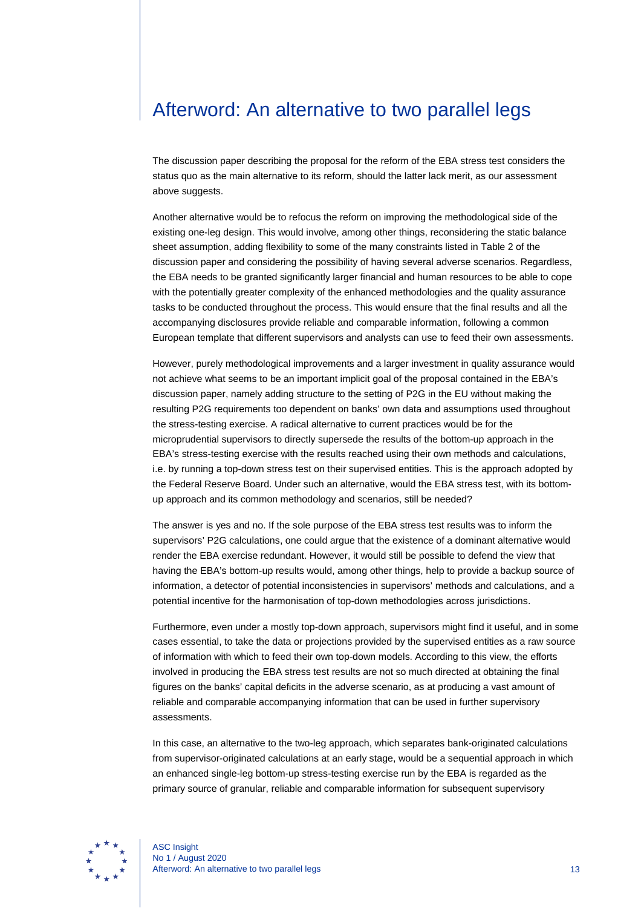# Afterword: An alternative to two parallel legs

The discussion paper describing the proposal for the reform of the EBA stress test considers the status quo as the main alternative to its reform, should the latter lack merit, as our assessment above suggests.

Another alternative would be to refocus the reform on improving the methodological side of the existing one-leg design. This would involve, among other things, reconsidering the static balance sheet assumption, adding flexibility to some of the many constraints listed in Table 2 of the discussion paper and considering the possibility of having several adverse scenarios. Regardless, the EBA needs to be granted significantly larger financial and human resources to be able to cope with the potentially greater complexity of the enhanced methodologies and the quality assurance tasks to be conducted throughout the process. This would ensure that the final results and all the accompanying disclosures provide reliable and comparable information, following a common European template that different supervisors and analysts can use to feed their own assessments.

However, purely methodological improvements and a larger investment in quality assurance would not achieve what seems to be an important implicit goal of the proposal contained in the EBA's discussion paper, namely adding structure to the setting of P2G in the EU without making the resulting P2G requirements too dependent on banks' own data and assumptions used throughout the stress-testing exercise. A radical alternative to current practices would be for the microprudential supervisors to directly supersede the results of the bottom-up approach in the EBA's stress-testing exercise with the results reached using their own methods and calculations, i.e. by running a top-down stress test on their supervised entities. This is the approach adopted by the Federal Reserve Board. Under such an alternative, would the EBA stress test, with its bottom-up approach and its common methodology and scenarios, still be needed?

The answer is yes and no. If the sole purpose of the EBA stress test results was to inform the supervisors' P2G calculations, one could argue that the existence of a dominant alternative would render the EBA exercise redundant. However, it would still be possible to defend the view that having the EBA's bottom-up results would, among other things, help to provide a backup source of information, a detector of potential inconsistencies in supervisors' methods and calculations, and a potential incentive for the harmonisation of top-down methodologies across jurisdictions.

Furthermore, even under a mostly top-down approach, supervisors might find it useful, and in some cases essential, to take the data or projections provided by the supervised entities as a raw source of information with which to feed their own top-down models. According to this view, the efforts involved in producing the EBA stress test results are not so much directed at obtaining the final figures on the banks' capital deficits in the adverse scenario, as at producing a vast amount of reliable and comparable accompanying information that can be used in further supervisory assessments.

In this case, an alternative to the two-leg approach, which separates bank-originated calculations from supervisor-originated calculations at an early stage, would be a sequential approach in which an enhanced single-leg bottom-up stress-testing exercise run by the EBA is regarded as the primary source of granular, reliable and comparable information for subsequent supervisory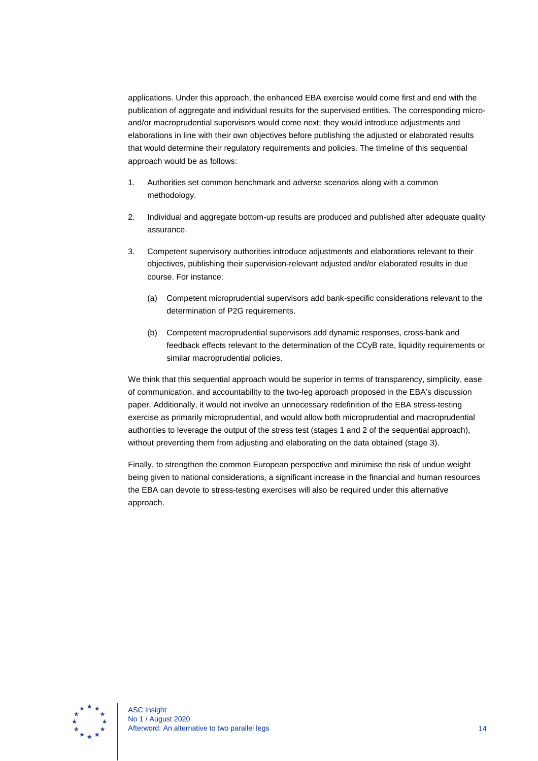applications. Under this approach, the enhanced EBA exercise would come first and end with the publication of aggregate and individual results for the supervised entities. The corresponding micro- and/or macroprudential supervisors would come next; they would introduce adjustments and elaborations in line with their own objectives before publishing the adjusted or elaborated results that would determine their regulatory requirements and policies. The timeline of this sequential approach would be as follows:

1. Authorities set common benchmark and adverse scenarios along with a common methodology.
2. Individual and aggregate bottom-up results are produced and published after adequate quality assurance.
3. Competent supervisory authorities introduce adjustments and elaborations relevant to their objectives, publishing their supervision-relevant adjusted and/or elaborated results in due course. For instance:
   (a) Competent microprudential supervisors add bank-specific considerations relevant to the determination of P2G requirements.
   (b) Competent macroprudential supervisors add dynamic responses, cross-bank and feedback effects relevant to the determination of the CCyB rate, liquidity requirements or similar macroprudential policies.

We think that this sequential approach would be superior in terms of transparency, simplicity, ease of communication, and accountability to the two-leg approach proposed in the EBA's discussion paper. Additionally, it would not involve an unnecessary redefinition of the EBA stress-testing exercise as primarily microprudential, and would allow both microprudential and macroprudential authorities to leverage the output of the stress test (stages 1 and 2 of the sequential approach), without preventing them from adjusting and elaborating on the data obtained (stage 3).

Finally, to strengthen the common European perspective and minimise the risk of undue weight being given to national considerations, a significant increase in the financial and human resources the EBA can devote to stress-testing exercises will also be required under this alternative approach.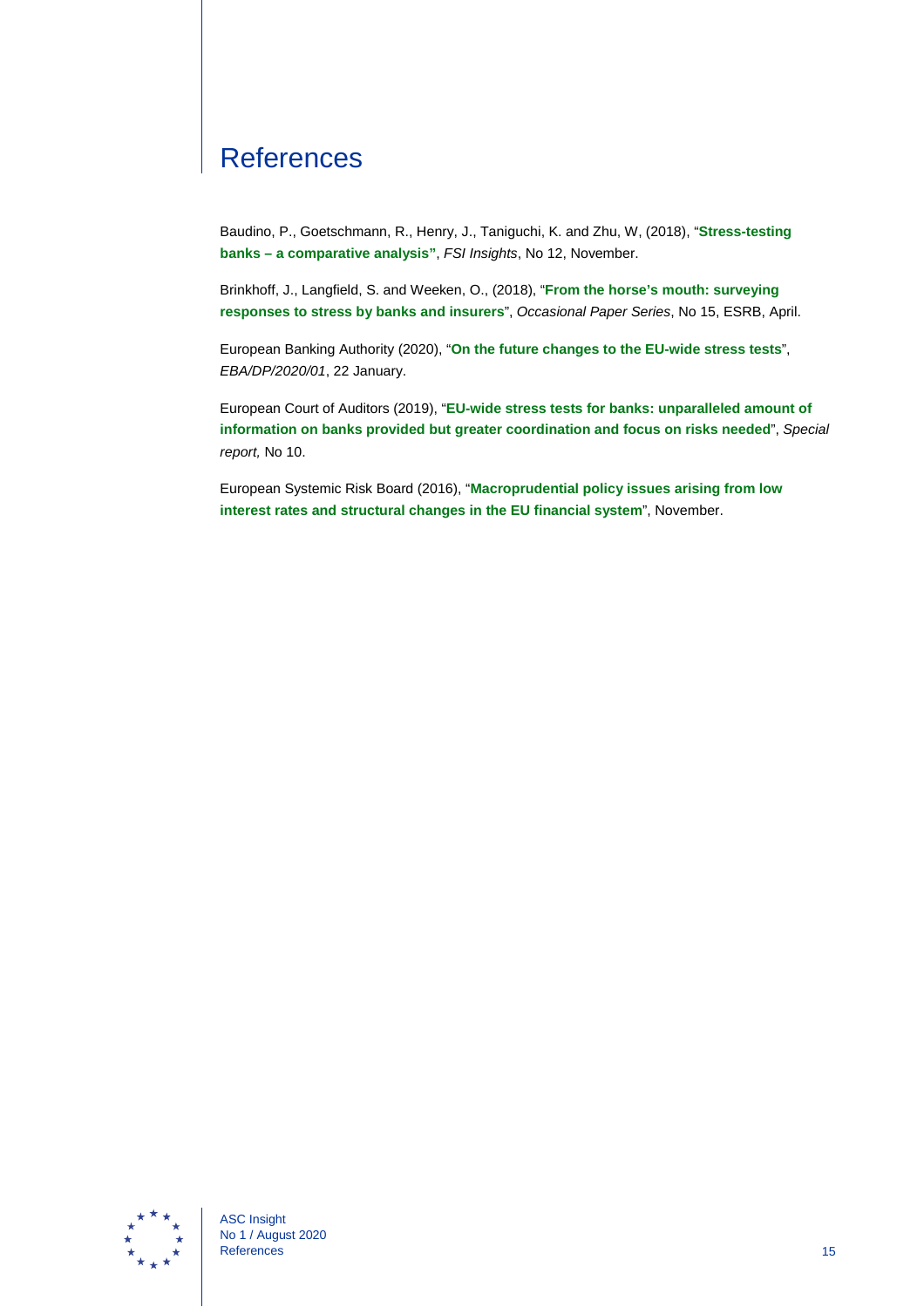# References

Baudino, P., Goetschmann, R., Henry, J., Taniguchi, K. and Zhu, W, (2018), "**Stress-testing banks – a comparative analysis**", *FSI Insights*, No 12, November.

Brinkhoff, J., Langfield, S. and Weeken, O., (2018), "**From the horse's mouth: surveying responses to stress by banks and insurers**", *Occasional Paper Series*, No 15, ESRB, April.

European Banking Authority (2020), "**On the future changes to the EU-wide stress tests**", *EBA/DP/2020/01*, 22 January.

European Court of Auditors (2019), "**EU-wide stress tests for banks: unparalleled amount of information on banks provided but greater coordination and focus on risks needed**", *Special report,* No 10.

European Systemic Risk Board (2016), "**Macroprudential policy issues arising from low interest rates and structural changes in the EU financial system**", November.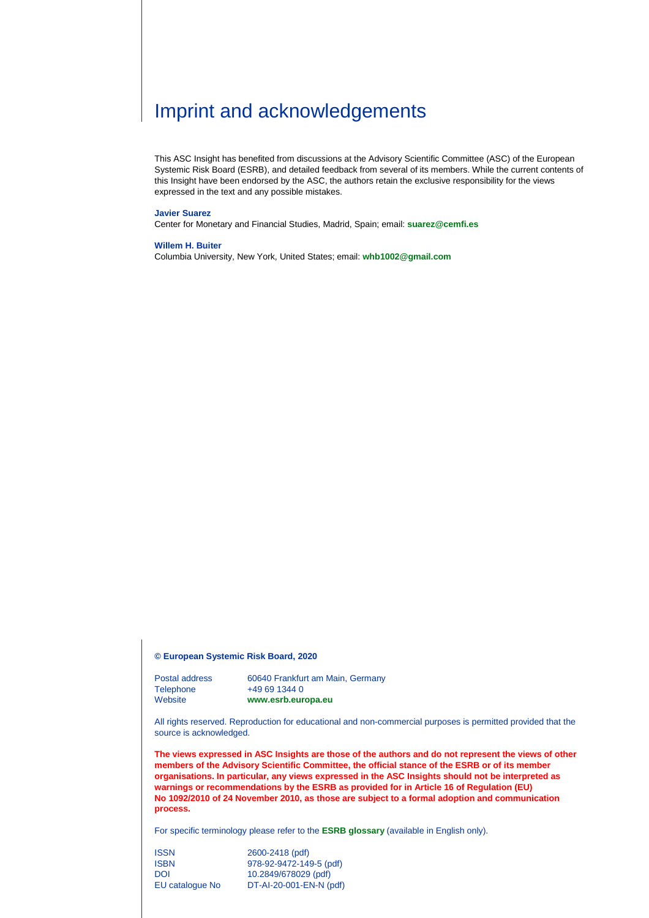# Imprint and acknowledgements

This ASC Insight has benefited from discussions at the Advisory Scientific Committee (ASC) of the European Systemic Risk Board (ESRB), and detailed feedback from several of its members. While the current contents of this Insight have been endorsed by the ASC, the authors retain the exclusive responsibility for the views expressed in the text and any possible mistakes.

**Javier Suarez**
Center for Monetary and Financial Studies, Madrid, Spain; email: **suarez@cemfi.es**

**Willem H. Buiter**
Columbia University, New York, United States; email: **whb1002@gmail.com**

**© European Systemic Risk Board, 2020**

| | |
|---|---|
| Postal address | 60640 Frankfurt am Main, Germany |
| Telephone | +49 69 1344 0 |
| Website | **www.esrb.europa.eu** |

All rights reserved. Reproduction for educational and non-commercial purposes is permitted provided that the source is acknowledged.

**The views expressed in ASC Insights are those of the authors and do not represent the views of other members of the Advisory Scientific Committee, the official stance of the ESRB or of its member organisations. In particular, any views expressed in the ASC Insights should not be interpreted as warnings or recommendations by the ESRB as provided for in Article 16 of Regulation (EU) No 1092/2010 of 24 November 2010, as those are subject to a formal adoption and communication process.**

For specific terminology please refer to the **ESRB glossary** (available in English only).

| | |
|---|---|
| ISSN | 2600-2418 (pdf) |
| ISBN | 978-92-9472-149-5 (pdf) |
| DOI | 10.2849/678029 (pdf) |
| EU catalogue No | DT-AI-20-001-EN-N (pdf) |